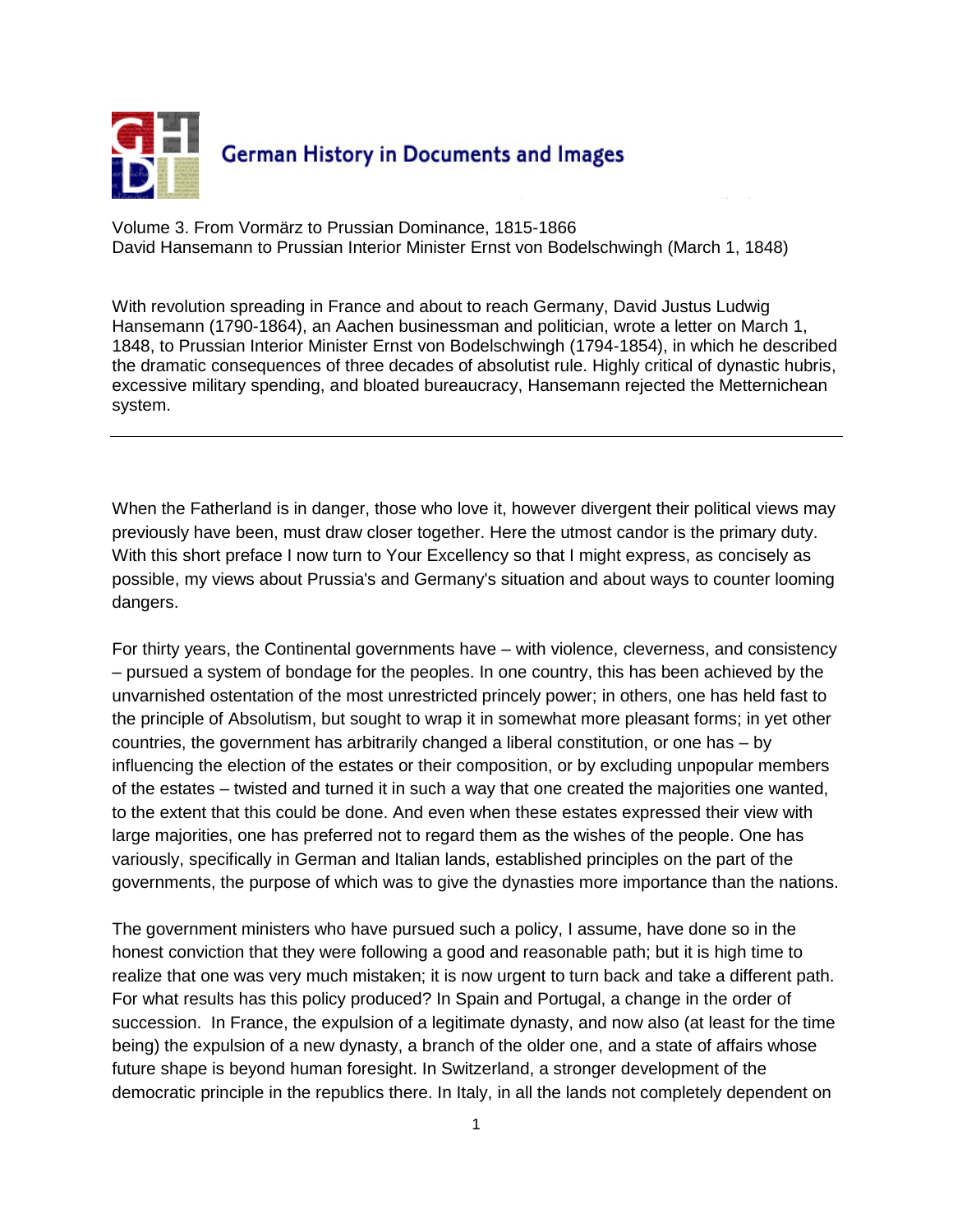German History in Documents and Images

Volume 3. From Vormärz to Prussian Dominance, 1815-1866
David Hansemann to Prussian Interior Minister Ernst von Bodelschwingh (March 1, 1848)

With revolution spreading in France and about to reach Germany, David Justus Ludwig Hansemann (1790-1864), an Aachen businessman and politician, wrote a letter on March 1, 1848, to Prussian Interior Minister Ernst von Bodelschwingh (1794-1854), in which he described the dramatic consequences of three decades of absolutist rule. Highly critical of dynastic hubris, excessive military spending, and bloated bureaucracy, Hansemann rejected the Metternichean system.

---

When the Fatherland is in danger, those who love it, however divergent their political views may previously have been, must draw closer together. Here the utmost candor is the primary duty. With this short preface I now turn to Your Excellency so that I might express, as concisely as possible, my views about Prussia's and Germany's situation and about ways to counter looming dangers.

For thirty years, the Continental governments have – with violence, cleverness, and consistency – pursued a system of bondage for the peoples. In one country, this has been achieved by the unvarnished ostentation of the most unrestricted princely power; in others, one has held fast to the principle of Absolutism, but sought to wrap it in somewhat more pleasant forms; in yet other countries, the government has arbitrarily changed a liberal constitution, or one has – by influencing the election of the estates or their composition, or by excluding unpopular members of the estates – twisted and turned it in such a way that one created the majorities one wanted, to the extent that this could be done. And even when these estates expressed their view with large majorities, one has preferred not to regard them as the wishes of the people. One has variously, specifically in German and Italian lands, established principles on the part of the governments, the purpose of which was to give the dynasties more importance than the nations.

The government ministers who have pursued such a policy, I assume, have done so in the honest conviction that they were following a good and reasonable path; but it is high time to realize that one was very much mistaken; it is now urgent to turn back and take a different path. For what results has this policy produced? In Spain and Portugal, a change in the order of succession. In France, the expulsion of a legitimate dynasty, and now also (at least for the time being) the expulsion of a new dynasty, a branch of the older one, and a state of affairs whose future shape is beyond human foresight. In Switzerland, a stronger development of the democratic principle in the republics there. In Italy, in all the lands not completely dependent on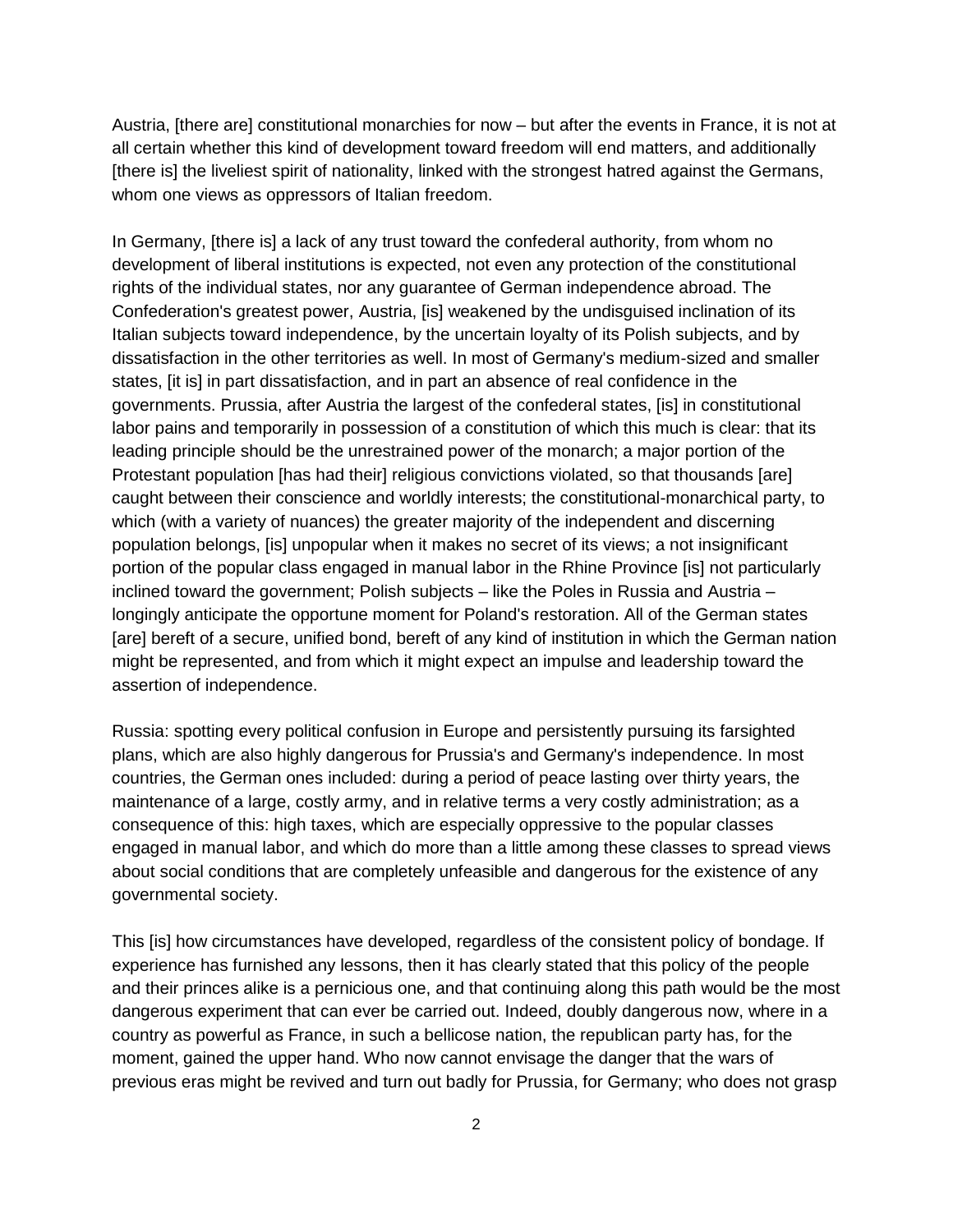Austria, [there are] constitutional monarchies for now – but after the events in France, it is not at all certain whether this kind of development toward freedom will end matters, and additionally [there is] the liveliest spirit of nationality, linked with the strongest hatred against the Germans, whom one views as oppressors of Italian freedom.

In Germany, [there is] a lack of any trust toward the confederal authority, from whom no development of liberal institutions is expected, not even any protection of the constitutional rights of the individual states, nor any guarantee of German independence abroad. The Confederation's greatest power, Austria, [is] weakened by the undisguised inclination of its Italian subjects toward independence, by the uncertain loyalty of its Polish subjects, and by dissatisfaction in the other territories as well. In most of Germany's medium-sized and smaller states, [it is] in part dissatisfaction, and in part an absence of real confidence in the governments. Prussia, after Austria the largest of the confederal states, [is] in constitutional labor pains and temporarily in possession of a constitution of which this much is clear: that its leading principle should be the unrestrained power of the monarch; a major portion of the Protestant population [has had their] religious convictions violated, so that thousands [are] caught between their conscience and worldly interests; the constitutional-monarchical party, to which (with a variety of nuances) the greater majority of the independent and discerning population belongs, [is] unpopular when it makes no secret of its views; a not insignificant portion of the popular class engaged in manual labor in the Rhine Province [is] not particularly inclined toward the government; Polish subjects – like the Poles in Russia and Austria – longingly anticipate the opportune moment for Poland's restoration. All of the German states [are] bereft of a secure, unified bond, bereft of any kind of institution in which the German nation might be represented, and from which it might expect an impulse and leadership toward the assertion of independence.

Russia: spotting every political confusion in Europe and persistently pursuing its farsighted plans, which are also highly dangerous for Prussia's and Germany's independence. In most countries, the German ones included: during a period of peace lasting over thirty years, the maintenance of a large, costly army, and in relative terms a very costly administration; as a consequence of this: high taxes, which are especially oppressive to the popular classes engaged in manual labor, and which do more than a little among these classes to spread views about social conditions that are completely unfeasible and dangerous for the existence of any governmental society.

This [is] how circumstances have developed, regardless of the consistent policy of bondage. If experience has furnished any lessons, then it has clearly stated that this policy of the people and their princes alike is a pernicious one, and that continuing along this path would be the most dangerous experiment that can ever be carried out. Indeed, doubly dangerous now, where in a country as powerful as France, in such a bellicose nation, the republican party has, for the moment, gained the upper hand. Who now cannot envisage the danger that the wars of previous eras might be revived and turn out badly for Prussia, for Germany; who does not grasp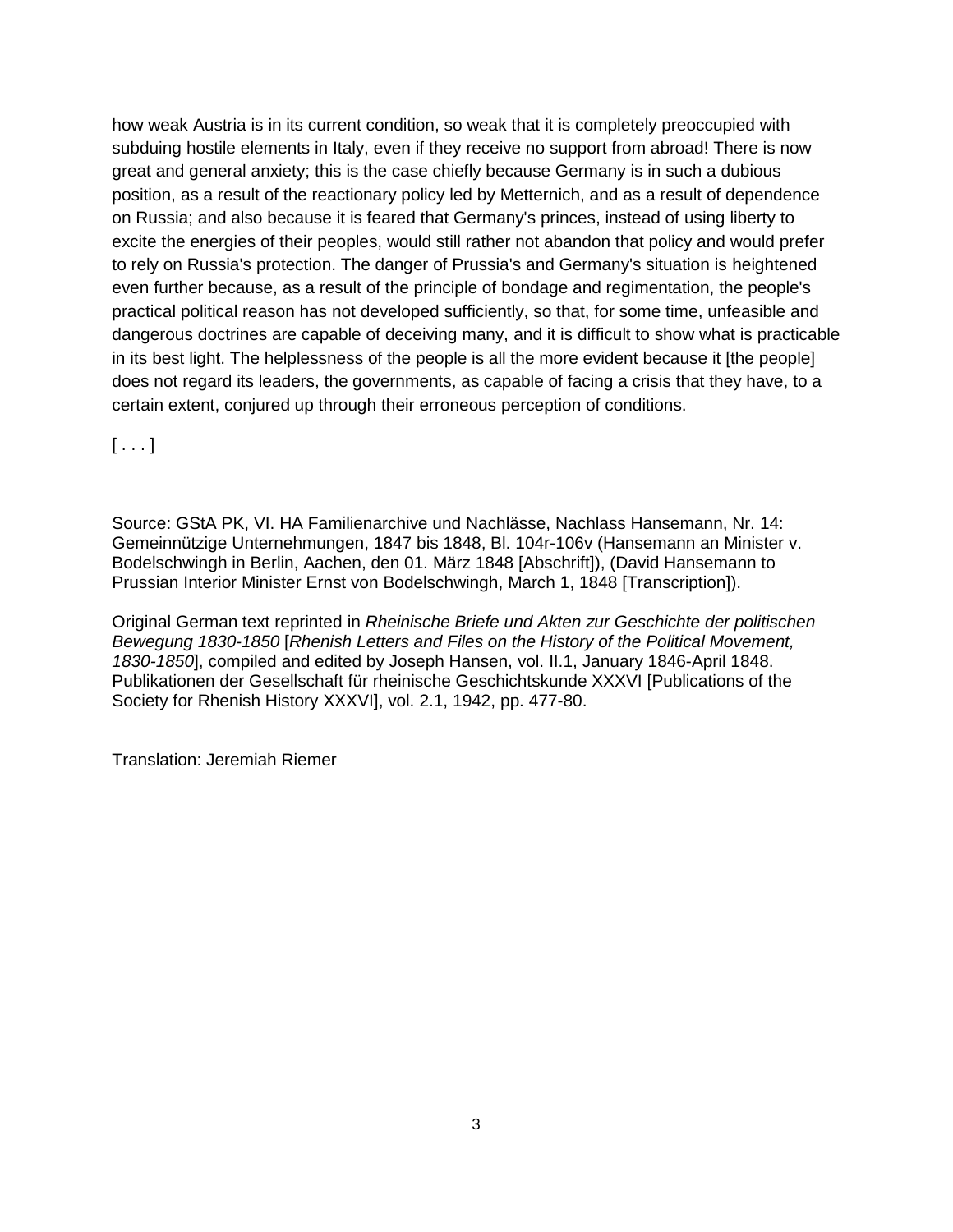how weak Austria is in its current condition, so weak that it is completely preoccupied with subduing hostile elements in Italy, even if they receive no support from abroad! There is now great and general anxiety; this is the case chiefly because Germany is in such a dubious position, as a result of the reactionary policy led by Metternich, and as a result of dependence on Russia; and also because it is feared that Germany's princes, instead of using liberty to excite the energies of their peoples, would still rather not abandon that policy and would prefer to rely on Russia's protection. The danger of Prussia's and Germany's situation is heightened even further because, as a result of the principle of bondage and regimentation, the people's practical political reason has not developed sufficiently, so that, for some time, unfeasible and dangerous doctrines are capable of deceiving many, and it is difficult to show what is practicable in its best light. The helplessness of the people is all the more evident because it [the people] does not regard its leaders, the governments, as capable of facing a crisis that they have, to a certain extent, conjured up through their erroneous perception of conditions.

[ . . . ]

Source: GStA PK, VI. HA Familienarchive und Nachlässe, Nachlass Hansemann, Nr. 14: Gemeinnützige Unternehmungen, 1847 bis 1848, Bl. 104r-106v (Hansemann an Minister v. Bodelschwingh in Berlin, Aachen, den 01. März 1848 [Abschrift]), (David Hansemann to Prussian Interior Minister Ernst von Bodelschwingh, March 1, 1848 [Transcription]).

Original German text reprinted in *Rheinische Briefe und Akten zur Geschichte der politischen Bewegung 1830-1850* [*Rhenish Letters and Files on the History of the Political Movement, 1830-1850*], compiled and edited by Joseph Hansen, vol. II.1, January 1846-April 1848. Publikationen der Gesellschaft für rheinische Geschichtskunde XXXVI [Publications of the Society for Rhenish History XXXVI], vol. 2.1, 1942, pp. 477-80.

Translation: Jeremiah Riemer